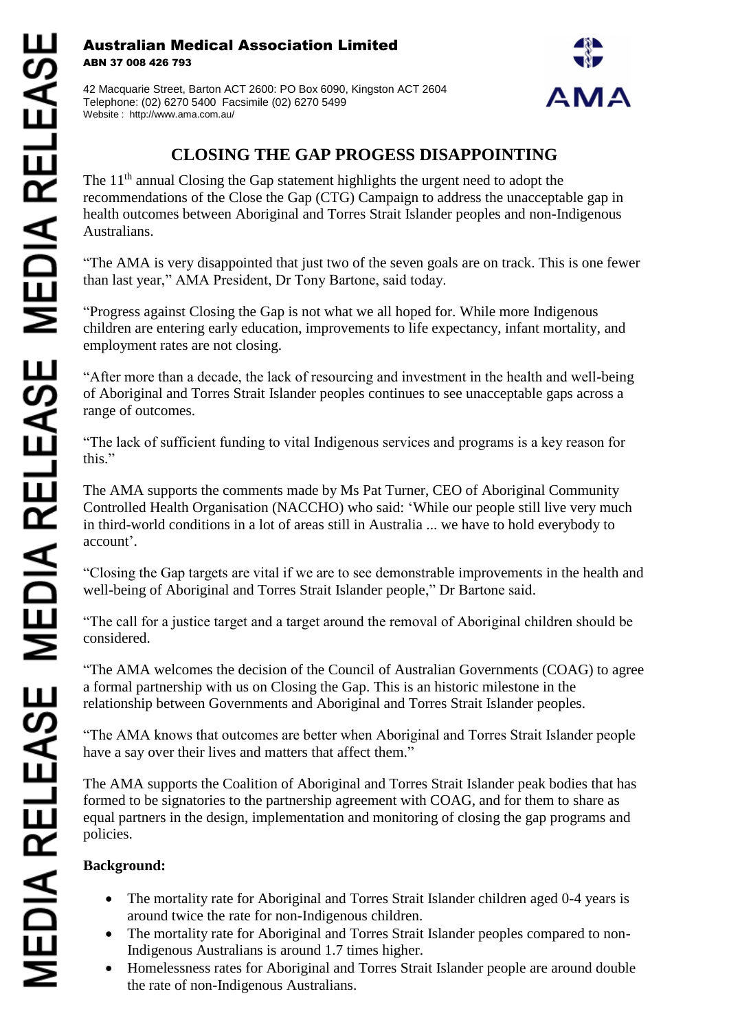**Australian Medical Association Limited**
**ABN 37 008 426 793**

42 Macquarie Street, Barton ACT 2600: PO Box 6090, Kingston ACT 2604
Telephone: (02) 6270 5400 Facsimile (02) 6270 5499
Website : http://www.ama.com.au/

AMA

MEDIA RELEASE MEDIA RELEASE MEDIA RELEASE

# CLOSING THE GAP PROGESS DISAPPOINTING

The 11th annual Closing the Gap statement highlights the urgent need to adopt the recommendations of the Close the Gap (CTG) Campaign to address the unacceptable gap in health outcomes between Aboriginal and Torres Strait Islander peoples and non-Indigenous Australians.

"The AMA is very disappointed that just two of the seven goals are on track. This is one fewer than last year," AMA President, Dr Tony Bartone, said today.

"Progress against Closing the Gap is not what we all hoped for. While more Indigenous children are entering early education, improvements to life expectancy, infant mortality, and employment rates are not closing.

"After more than a decade, the lack of resourcing and investment in the health and well-being of Aboriginal and Torres Strait Islander peoples continues to see unacceptable gaps across a range of outcomes.

"The lack of sufficient funding to vital Indigenous services and programs is a key reason for this."

The AMA supports the comments made by Ms Pat Turner, CEO of Aboriginal Community Controlled Health Organisation (NACCHO) who said: 'While our people still live very much in third-world conditions in a lot of areas still in Australia ... we have to hold everybody to account'.

"Closing the Gap targets are vital if we are to see demonstrable improvements in the health and well-being of Aboriginal and Torres Strait Islander people," Dr Bartone said.

"The call for a justice target and a target around the removal of Aboriginal children should be considered.

"The AMA welcomes the decision of the Council of Australian Governments (COAG) to agree a formal partnership with us on Closing the Gap. This is an historic milestone in the relationship between Governments and Aboriginal and Torres Strait Islander peoples.

"The AMA knows that outcomes are better when Aboriginal and Torres Strait Islander people have a say over their lives and matters that affect them."

The AMA supports the Coalition of Aboriginal and Torres Strait Islander peak bodies that has formed to be signatories to the partnership agreement with COAG, and for them to share as equal partners in the design, implementation and monitoring of closing the gap programs and policies.

**Background:**

- The mortality rate for Aboriginal and Torres Strait Islander children aged 0-4 years is around twice the rate for non-Indigenous children.
- The mortality rate for Aboriginal and Torres Strait Islander peoples compared to non-Indigenous Australians is around 1.7 times higher.
- Homelessness rates for Aboriginal and Torres Strait Islander people are around double the rate of non-Indigenous Australians.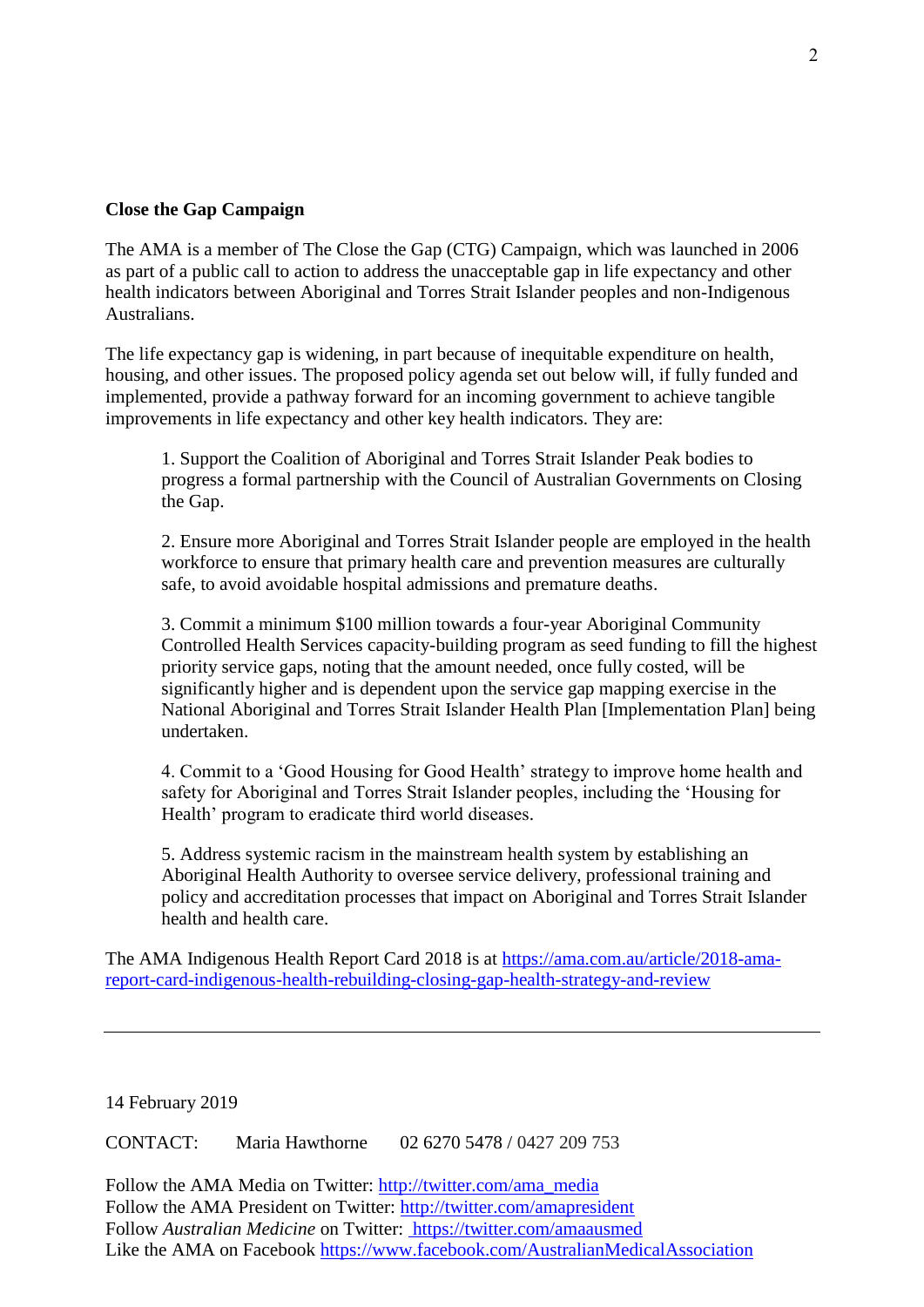**Close the Gap Campaign**

The AMA is a member of The Close the Gap (CTG) Campaign, which was launched in 2006 as part of a public call to action to address the unacceptable gap in life expectancy and other health indicators between Aboriginal and Torres Strait Islander peoples and non-Indigenous Australians.

The life expectancy gap is widening, in part because of inequitable expenditure on health, housing, and other issues. The proposed policy agenda set out below will, if fully funded and implemented, provide a pathway forward for an incoming government to achieve tangible improvements in life expectancy and other key health indicators. They are:

1. Support the Coalition of Aboriginal and Torres Strait Islander Peak bodies to progress a formal partnership with the Council of Australian Governments on Closing the Gap.

2. Ensure more Aboriginal and Torres Strait Islander people are employed in the health workforce to ensure that primary health care and prevention measures are culturally safe, to avoid avoidable hospital admissions and premature deaths.

3. Commit a minimum $100 million towards a four-year Aboriginal Community Controlled Health Services capacity-building program as seed funding to fill the highest priority service gaps, noting that the amount needed, once fully costed, will be significantly higher and is dependent upon the service gap mapping exercise in the National Aboriginal and Torres Strait Islander Health Plan [Implementation Plan] being undertaken.

4. Commit to a 'Good Housing for Good Health' strategy to improve home health and safety for Aboriginal and Torres Strait Islander peoples, including the 'Housing for Health' program to eradicate third world diseases.

5. Address systemic racism in the mainstream health system by establishing an Aboriginal Health Authority to oversee service delivery, professional training and policy and accreditation processes that impact on Aboriginal and Torres Strait Islander health and health care.

The AMA Indigenous Health Report Card 2018 is at https://ama.com.au/article/2018-ama-report-card-indigenous-health-rebuilding-closing-gap-health-strategy-and-review

---

14 February 2019

CONTACT: Maria Hawthorne 02 6270 5478 / 0427 209 753

Follow the AMA Media on Twitter: http://twitter.com/ama_media
Follow the AMA President on Twitter: http://twitter.com/amapresident
Follow *Australian Medicine* on Twitter: https://twitter.com/amaausmed
Like the AMA on Facebook https://www.facebook.com/AustralianMedicalAssociation